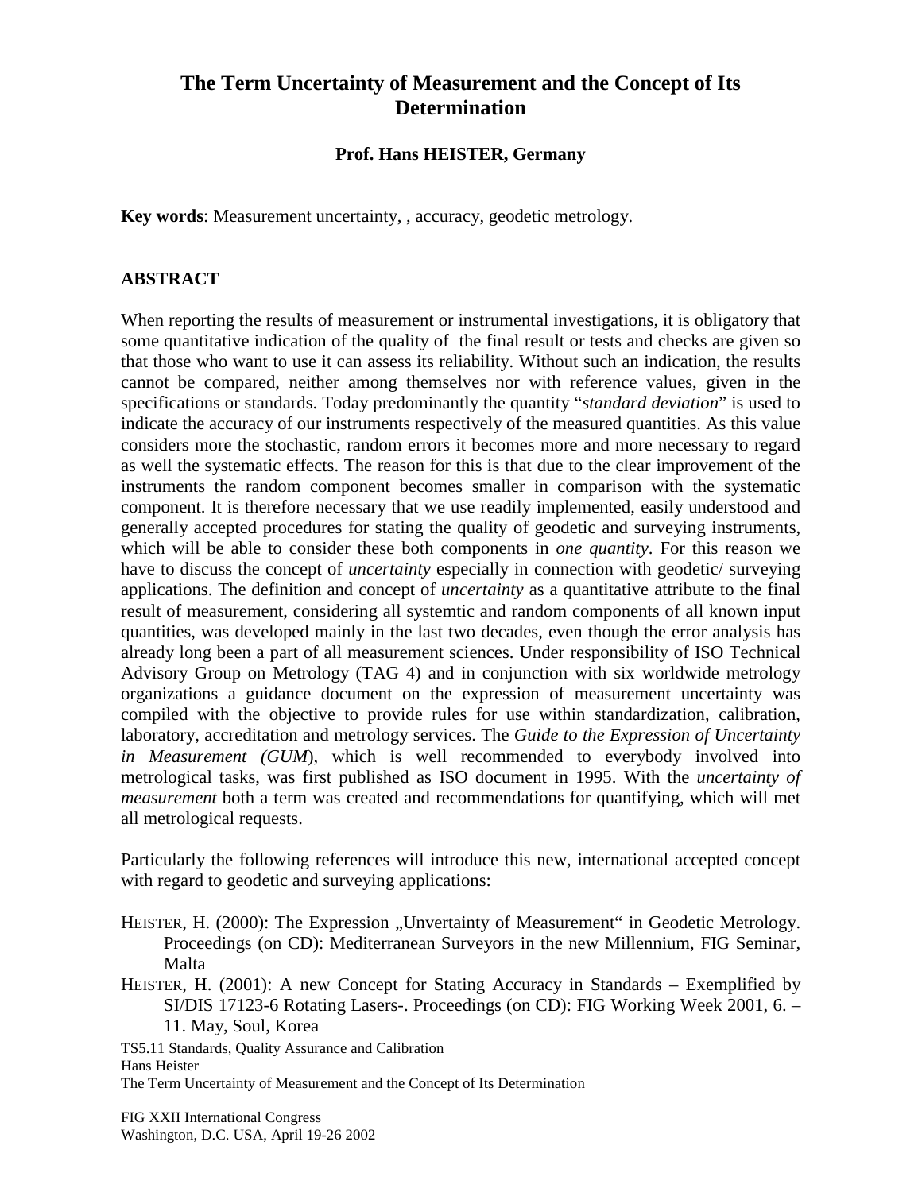# The Term Uncertainty of Measurement and the Concept of Its Determination

**Prof. Hans HEISTER, Germany**

**Key words**: Measurement uncertainty, , accuracy, geodetic metrology.

## ABSTRACT

When reporting the results of measurement or instrumental investigations, it is obligatory that some quantitative indication of the quality of the final result or tests and checks are given so that those who want to use it can assess its reliability. Without such an indication, the results cannot be compared, neither among themselves nor with reference values, given in the specifications or standards. Today predominantly the quantity "*standard deviation*" is used to indicate the accuracy of our instruments respectively of the measured quantities. As this value considers more the stochastic, random errors it becomes more and more necessary to regard as well the systematic effects. The reason for this is that due to the clear improvement of the instruments the random component becomes smaller in comparison with the systematic component. It is therefore necessary that we use readily implemented, easily understood and generally accepted procedures for stating the quality of geodetic and surveying instruments, which will be able to consider these both components in *one quantity*. For this reason we have to discuss the concept of *uncertainty* especially in connection with geodetic/ surveying applications. The definition and concept of *uncertainty* as a quantitative attribute to the final result of measurement, considering all systemtic and random components of all known input quantities, was developed mainly in the last two decades, even though the error analysis has already long been a part of all measurement sciences. Under responsibility of ISO Technical Advisory Group on Metrology (TAG 4) and in conjunction with six worldwide metrology organizations a guidance document on the expression of measurement uncertainty was compiled with the objective to provide rules for use within standardization, calibration, laboratory, accreditation and metrology services. The *Guide to the Expression of Uncertainty in Measurement (GUM*), which is well recommended to everybody involved into metrological tasks, was first published as ISO document in 1995. With the *uncertainty of measurement* both a term was created and recommendations for quantifying, which will met all metrological requests.

Particularly the following references will introduce this new, international accepted concept with regard to geodetic and surveying applications:

HEISTER, H. (2000): The Expression „Unvertainty of Measurement" in Geodetic Metrology. Proceedings (on CD): Mediterranean Surveyors in the new Millennium, FIG Seminar, Malta

HEISTER, H. (2001): A new Concept for Stating Accuracy in Standards – Exemplified by SI/DIS 17123-6 Rotating Lasers-. Proceedings (on CD): FIG Working Week 2001, 6. – 11. May, Soul, Korea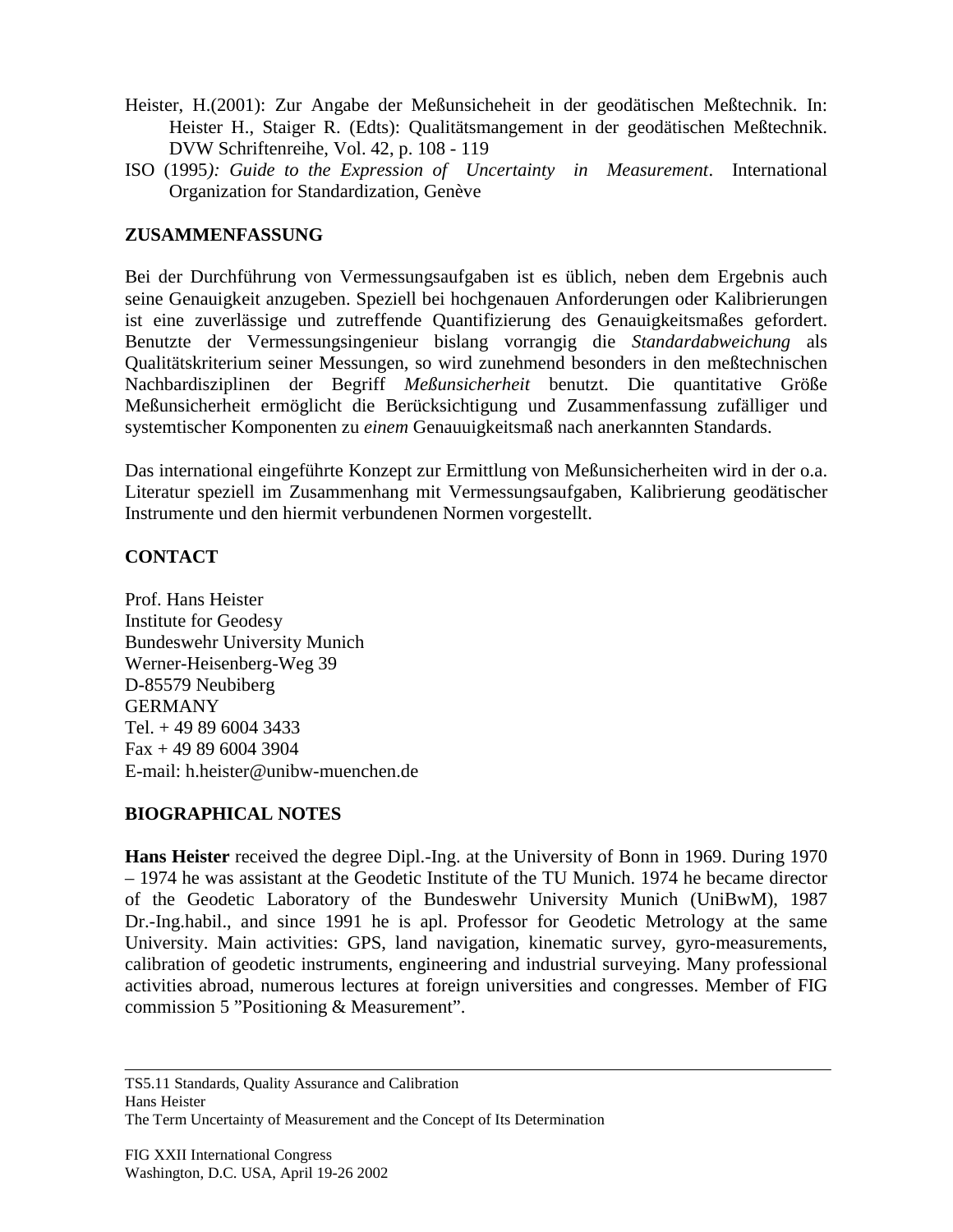Heister, H.(2001): Zur Angabe der Meßunsicheheit in der geodätischen Meßtechnik. In: Heister H., Staiger R. (Edts): Qualitätsmangement in der geodätischen Meßtechnik. DVW Schriftenreihe, Vol. 42, p. 108 - 119

ISO (1995*): Guide to the Expression of Uncertainty in Measurement*. International Organization for Standardization, Genève

## ZUSAMMENFASSUNG

Bei der Durchführung von Vermessungsaufgaben ist es üblich, neben dem Ergebnis auch seine Genauigkeit anzugeben. Speziell bei hochgenauen Anforderungen oder Kalibrierungen ist eine zuverlässige und zutreffende Quantifizierung des Genauigkeitsmaßes gefordert. Benutzte der Vermessungsingenieur bislang vorrangig die *Standardabweichung* als Qualitätskriterium seiner Messungen, so wird zunehmend besonders in den meßtechnischen Nachbardisziplinen der Begriff *Meßunsicherheit* benutzt. Die quantitative Größe Meßunsicherheit ermöglicht die Berücksichtigung und Zusammenfassung zufälliger und systemtischer Komponenten zu *einem* Genauuigkeitsmaß nach anerkannten Standards.

Das international eingeführte Konzept zur Ermittlung von Meßunsicherheiten wird in der o.a. Literatur speziell im Zusammenhang mit Vermessungsaufgaben, Kalibrierung geodätischer Instrumente und den hiermit verbundenen Normen vorgestellt.

## CONTACT

Prof. Hans Heister
Institute for Geodesy
Bundeswehr University Munich
Werner-Heisenberg-Weg 39
D-85579 Neubiberg
GERMANY
Tel. + 49 89 6004 3433
Fax + 49 89 6004 3904
E-mail: h.heister@unibw-muenchen.de

## BIOGRAPHICAL NOTES

**Hans Heister** received the degree Dipl.-Ing. at the University of Bonn in 1969. During 1970 – 1974 he was assistant at the Geodetic Institute of the TU Munich. 1974 he became director of the Geodetic Laboratory of the Bundeswehr University Munich (UniBwM), 1987 Dr.-Ing.habil., and since 1991 he is apl. Professor for Geodetic Metrology at the same University. Main activities: GPS, land navigation, kinematic survey, gyro-measurements, calibration of geodetic instruments, engineering and industrial surveying. Many professional activities abroad, numerous lectures at foreign universities and congresses. Member of FIG commission 5 ”Positioning & Measurement”.